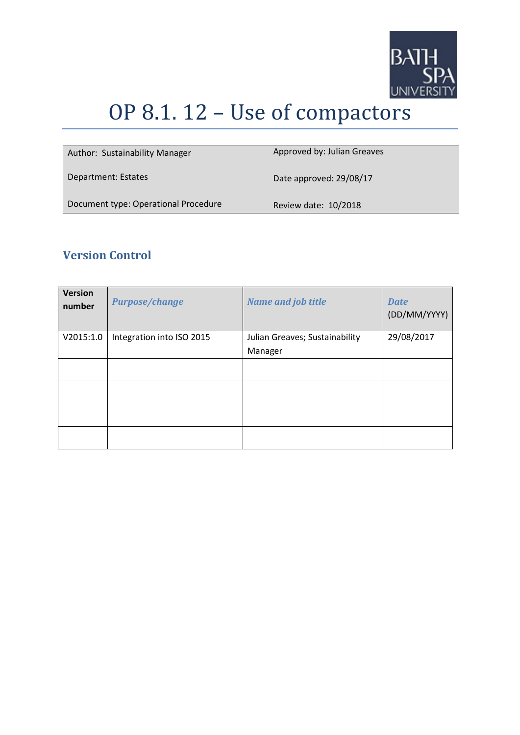# OP 8.1. 12 – Use of compactors

| Author: Sustainability Manager | Approved by: Julian Greaves |
|---|---|
| Department: Estates | Date approved: 29/08/17 |
| Document type: Operational Procedure | Review date: 10/2018 |

## Version Control

| **Version number** | ***Purpose/change*** | ***Name and job title*** | ***Date*** (DD/MM/YYYY) |
|---|---|---|---|
| V2015:1.0 | Integration into ISO 2015 | Julian Greaves; Sustainability Manager | 29/08/2017 |
| | | | |
| | | | |
| | | | |
| | | | |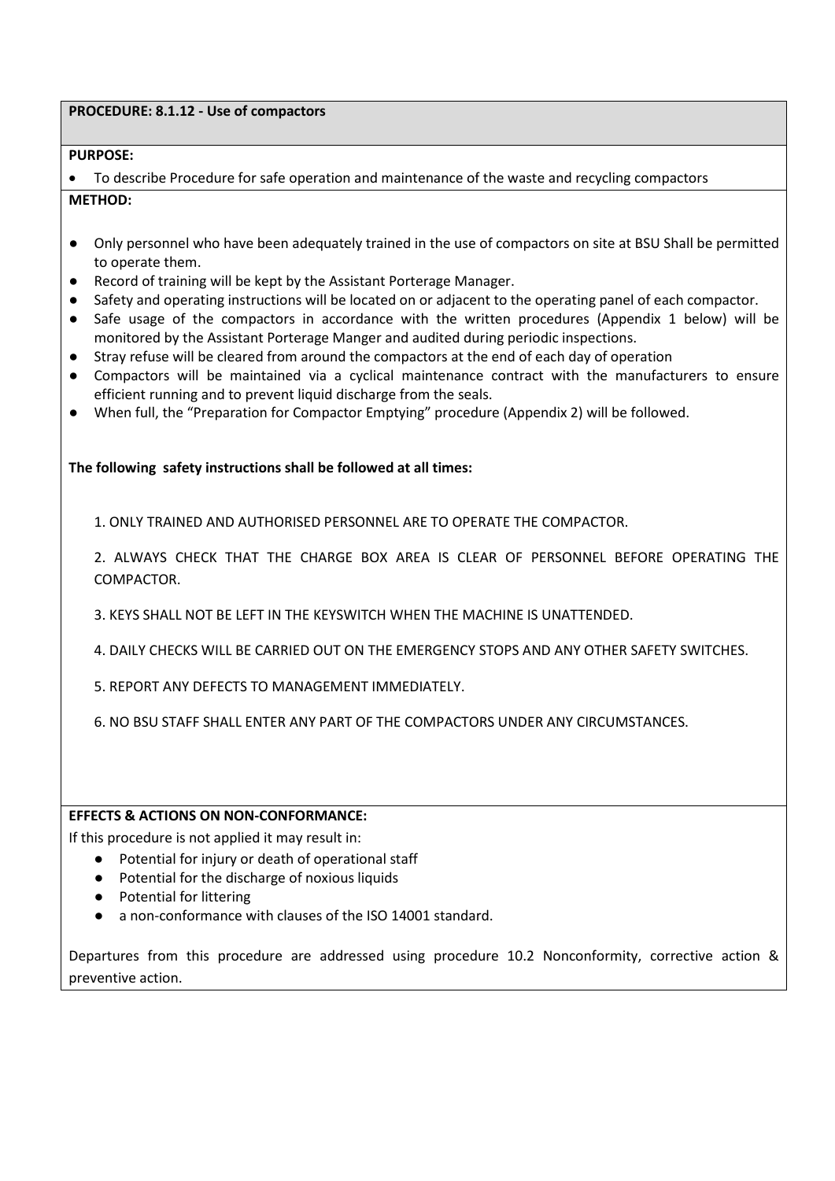**PROCEDURE: 8.1.12 - Use of compactors**

**PURPOSE:**

- To describe Procedure for safe operation and maintenance of the waste and recycling compactors

**METHOD:**

- Only personnel who have been adequately trained in the use of compactors on site at BSU Shall be permitted to operate them.
- Record of training will be kept by the Assistant Porterage Manager.
- Safety and operating instructions will be located on or adjacent to the operating panel of each compactor.
- Safe usage of the compactors in accordance with the written procedures (Appendix 1 below) will be monitored by the Assistant Porterage Manger and audited during periodic inspections.
- Stray refuse will be cleared from around the compactors at the end of each day of operation
- Compactors will be maintained via a cyclical maintenance contract with the manufacturers to ensure efficient running and to prevent liquid discharge from the seals.
- When full, the "Preparation for Compactor Emptying" procedure (Appendix 2) will be followed.

**The following safety instructions shall be followed at all times:**

1. ONLY TRAINED AND AUTHORISED PERSONNEL ARE TO OPERATE THE COMPACTOR.

2. ALWAYS CHECK THAT THE CHARGE BOX AREA IS CLEAR OF PERSONNEL BEFORE OPERATING THE COMPACTOR.

3. KEYS SHALL NOT BE LEFT IN THE KEYSWITCH WHEN THE MACHINE IS UNATTENDED.

4. DAILY CHECKS WILL BE CARRIED OUT ON THE EMERGENCY STOPS AND ANY OTHER SAFETY SWITCHES.

5. REPORT ANY DEFECTS TO MANAGEMENT IMMEDIATELY.

6. NO BSU STAFF SHALL ENTER ANY PART OF THE COMPACTORS UNDER ANY CIRCUMSTANCES.

**EFFECTS & ACTIONS ON NON-CONFORMANCE:**

If this procedure is not applied it may result in:

- Potential for injury or death of operational staff
- Potential for the discharge of noxious liquids
- Potential for littering
- a non-conformance with clauses of the ISO 14001 standard.

Departures from this procedure are addressed using procedure 10.2 Nonconformity, corrective action & preventive action.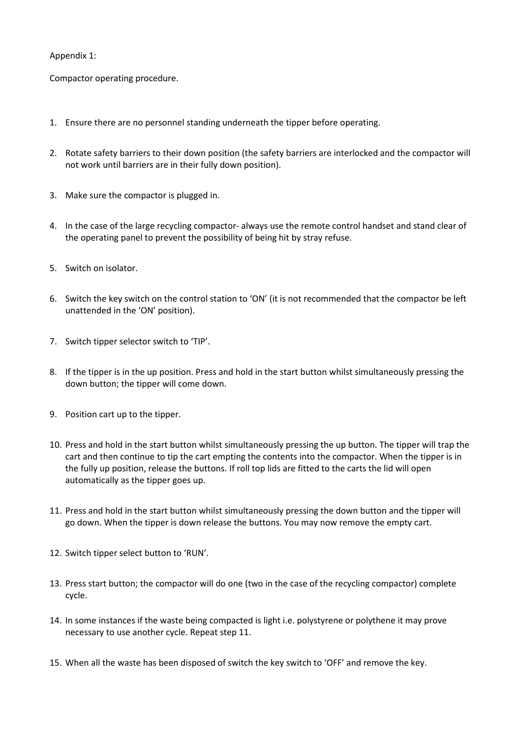Appendix 1:

Compactor operating procedure.

1. Ensure there are no personnel standing underneath the tipper before operating.
2. Rotate safety barriers to their down position (the safety barriers are interlocked and the compactor will not work until barriers are in their fully down position).
3. Make sure the compactor is plugged in.
4. In the case of the large recycling compactor- always use the remote control handset and stand clear of the operating panel to prevent the possibility of being hit by stray refuse.
5. Switch on isolator.
6. Switch the key switch on the control station to 'ON' (it is not recommended that the compactor be left unattended in the 'ON' position).
7. Switch tipper selector switch to 'TIP'.
8. If the tipper is in the up position. Press and hold in the start button whilst simultaneously pressing the down button; the tipper will come down.
9. Position cart up to the tipper.
10. Press and hold in the start button whilst simultaneously pressing the up button. The tipper will trap the cart and then continue to tip the cart emptying the contents into the compactor. When the tipper is in the fully up position, release the buttons. If roll top lids are fitted to the carts the lid will open automatically as the tipper goes up.
11. Press and hold in the start button whilst simultaneously pressing the down button and the tipper will go down. When the tipper is down release the buttons. You may now remove the empty cart.
12. Switch tipper select button to 'RUN'.
13. Press start button; the compactor will do one (two in the case of the recycling compactor) complete cycle.
14. In some instances if the waste being compacted is light i.e. polystyrene or polythene it may prove necessary to use another cycle. Repeat step 11.
15. When all the waste has been disposed of switch the key switch to 'OFF' and remove the key.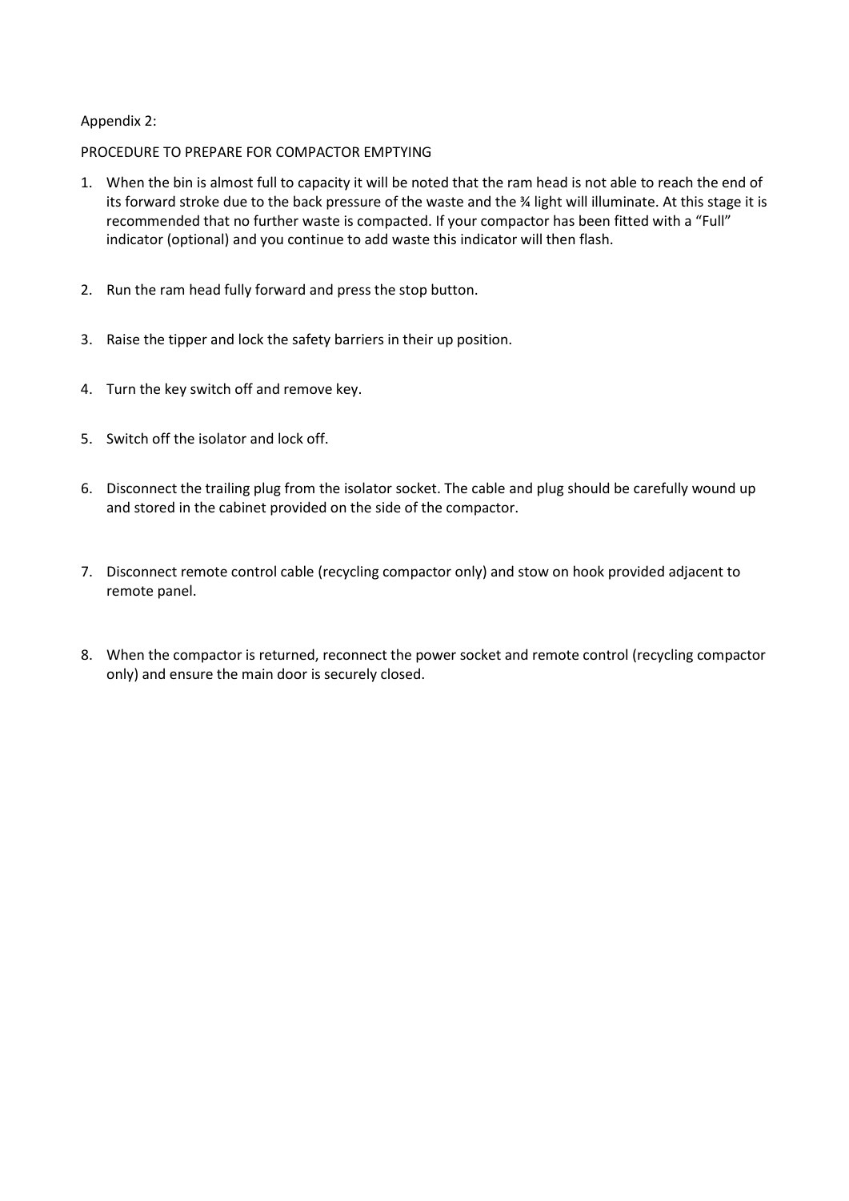Appendix 2:

PROCEDURE TO PREPARE FOR COMPACTOR EMPTYING

1. When the bin is almost full to capacity it will be noted that the ram head is not able to reach the end of its forward stroke due to the back pressure of the waste and the ¾ light will illuminate. At this stage it is recommended that no further waste is compacted. If your compactor has been fitted with a "Full" indicator (optional) and you continue to add waste this indicator will then flash.

2. Run the ram head fully forward and press the stop button.

3. Raise the tipper and lock the safety barriers in their up position.

4. Turn the key switch off and remove key.

5. Switch off the isolator and lock off.

6. Disconnect the trailing plug from the isolator socket. The cable and plug should be carefully wound up and stored in the cabinet provided on the side of the compactor.

7. Disconnect remote control cable (recycling compactor only) and stow on hook provided adjacent to remote panel.

8. When the compactor is returned, reconnect the power socket and remote control (recycling compactor only) and ensure the main door is securely closed.